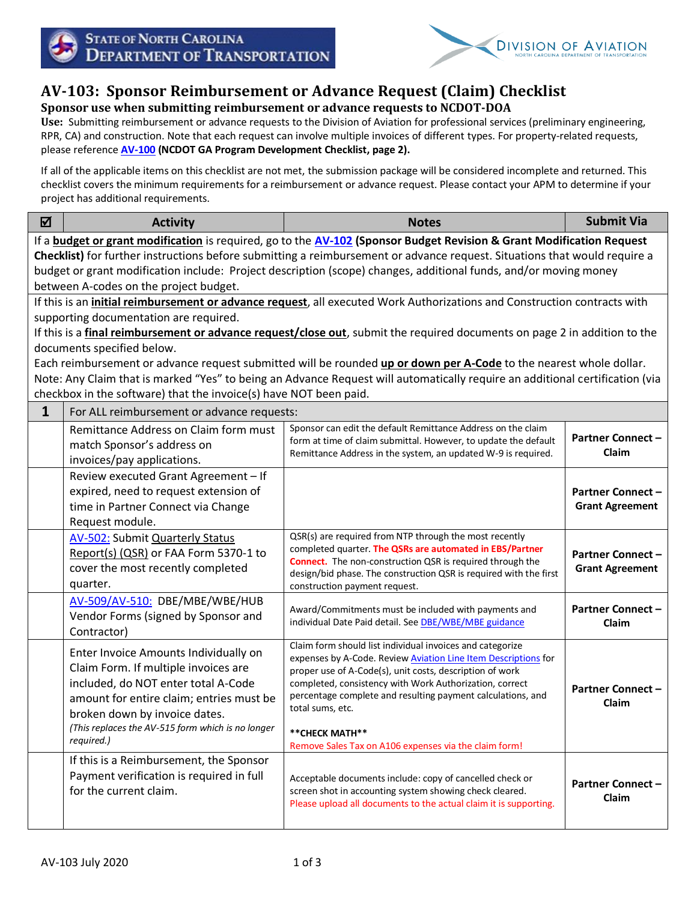STATE OF NORTH CAROLINA DEPARTMENT OF TRANSPORTATION

DIVISION OF AVIATION – NORTH CAROLINA DEPARTMENT OF TRANSPORTATION

# AV-103: Sponsor Reimbursement or Advance Request (Claim) Checklist

**Sponsor use when submitting reimbursement or advance requests to NCDOT-DOA**

**Use:** Submitting reimbursement or advance requests to the Division of Aviation for professional services (preliminary engineering, RPR, CA) and construction. Note that each request can involve multiple invoices of different types. For property-related requests, please reference **AV-100 (NCDOT GA Program Development Checklist, page 2).**

If all of the applicable items on this checklist are not met, the submission package will be considered incomplete and returned. This checklist covers the minimum requirements for a reimbursement or advance request. Please contact your APM to determine if your project has additional requirements.

| ☑ | Activity | Notes | Submit Via |
|---|---|---|---|
| If a **budget or grant modification** is required, go to the **AV-102 (Sponsor Budget Revision & Grant Modification Request Checklist)** for further instructions before submitting a reimbursement or advance request. Situations that would require a budget or grant modification include: Project description (scope) changes, additional funds, and/or moving money between A-codes on the project budget. | | | |
| If this is an **initial reimbursement or advance request**, all executed Work Authorizations and Construction contracts with supporting documentation are required.<br>If this is a **final reimbursement or advance request/close out**, submit the required documents on page 2 in addition to the documents specified below.<br>Each reimbursement or advance request submitted will be rounded **up or down per A-Code** to the nearest whole dollar.<br>Note: Any Claim that is marked "Yes" to being an Advance Request will automatically require an additional certification (via checkbox in the software) that the invoice(s) have NOT been paid. | | | |
| **1** | For ALL reimbursement or advance requests: | | |
| | Remittance Address on Claim form must match Sponsor's address on invoices/pay applications. | Sponsor can edit the default Remittance Address on the claim form at time of claim submittal. However, to update the default Remittance Address in the system, an updated W-9 is required. | **Partner Connect – Claim** |
| | Review executed Grant Agreement – If expired, need to request extension of time in Partner Connect via Change Request module. | | **Partner Connect – Grant Agreement** |
| | AV-502: Submit Quarterly Status Report(s) (QSR) or FAA Form 5370-1 to cover the most recently completed quarter. | QSR(s) are required from NTP through the most recently completed quarter. **The QSRs are automated in EBS/Partner Connect.** The non-construction QSR is required through the design/bid phase. The construction QSR is required with the first construction payment request. | **Partner Connect – Grant Agreement** |
| | AV-509/AV-510: DBE/MBE/WBE/HUB Vendor Forms (signed by Sponsor and Contractor) | Award/Commitments must be included with payments and individual Date Paid detail. See DBE/WBE/MBE guidance | **Partner Connect – Claim** |
| | Enter Invoice Amounts Individually on Claim Form. If multiple invoices are included, do NOT enter total A-Code amount for entire claim; entries must be broken down by invoice dates.<br>*(This replaces the AV-515 form which is no longer required.)* | Claim form should list individual invoices and categorize expenses by A-Code. Review Aviation Line Item Descriptions for proper use of A-Code(s), unit costs, description of work completed, consistency with Work Authorization, correct percentage complete and resulting payment calculations, and total sums, etc.<br><br>**\*\*CHECK MATH\*\***<br>Remove Sales Tax on A106 expenses via the claim form! | **Partner Connect – Claim** |
| | If this is a Reimbursement, the Sponsor Payment verification is required in full for the current claim. | Acceptable documents include: copy of cancelled check or screen shot in accounting system showing check cleared.<br>Please upload all documents to the actual claim it is supporting. | **Partner Connect – Claim** |

AV-103 July 2020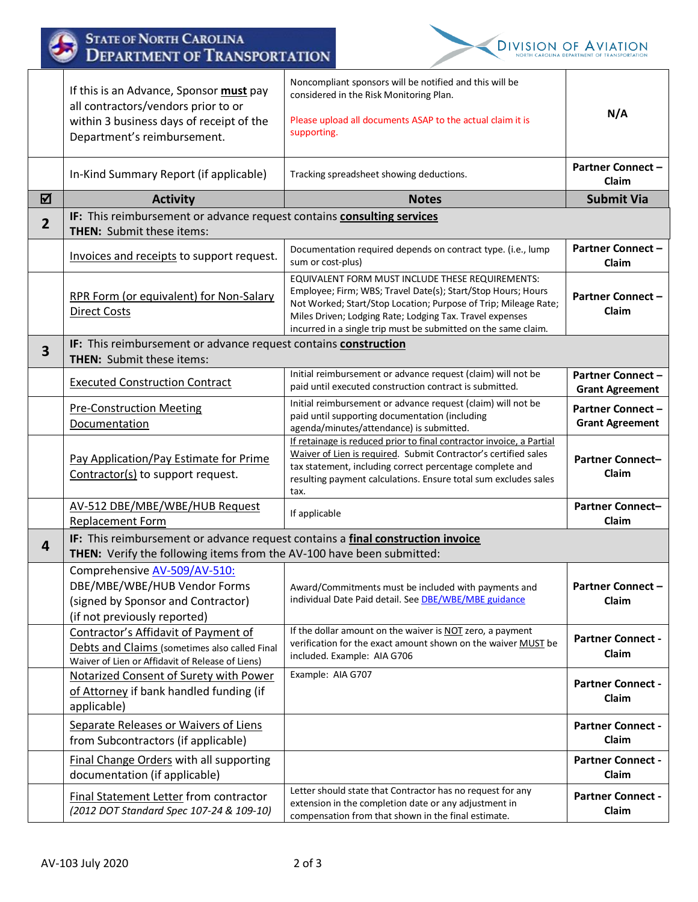| | | | |
|---|---|---|---|
| | If this is an Advance, Sponsor **must** pay all contractors/vendors prior to or within 3 business days of receipt of the Department's reimbursement. | Noncompliant sponsors will be notified and this will be considered in the Risk Monitoring Plan. Please upload all documents ASAP to the actual claim it is supporting. | **N/A** |
| | In-Kind Summary Report (if applicable) | Tracking spreadsheet showing deductions. | **Partner Connect – Claim** |
| **☑** | **Activity** | **Notes** | **Submit Via** |
| **2** | **IF:** This reimbursement or advance request contains **consulting services** **THEN:** Submit these items: | | |
| | Invoices and receipts to support request. | Documentation required depends on contract type. (i.e., lump sum or cost-plus) | **Partner Connect – Claim** |
| | RPR Form (or equivalent) for Non-Salary Direct Costs | EQUIVALENT FORM MUST INCLUDE THESE REQUIREMENTS: Employee; Firm; WBS; Travel Date(s); Start/Stop Hours; Hours Not Worked; Start/Stop Location; Purpose of Trip; Mileage Rate; Miles Driven; Lodging Rate; Lodging Tax. Travel expenses incurred in a single trip must be submitted on the same claim. | **Partner Connect – Claim** |
| **3** | **IF:** This reimbursement or advance request contains **construction** **THEN:** Submit these items: | | |
| | Executed Construction Contract | Initial reimbursement or advance request (claim) will not be paid until executed construction contract is submitted. | **Partner Connect – Grant Agreement** |
| | Pre-Construction Meeting Documentation | Initial reimbursement or advance request (claim) will not be paid until supporting documentation (including agenda/minutes/attendance) is submitted. | **Partner Connect – Grant Agreement** |
| | Pay Application/Pay Estimate for Prime Contractor(s) to support request. | If retainage is reduced prior to final contractor invoice, a Partial Waiver of Lien is required. Submit Contractor's certified sales tax statement, including correct percentage complete and resulting payment calculations. Ensure total sum excludes sales tax. | **Partner Connect– Claim** |
| | AV-512 DBE/MBE/WBE/HUB Request Replacement Form | If applicable | **Partner Connect– Claim** |
| **4** | **IF:** This reimbursement or advance request contains a **final construction invoice** **THEN:** Verify the following items from the AV-100 have been submitted: | | |
| | Comprehensive AV-509/AV-510: DBE/MBE/WBE/HUB Vendor Forms (signed by Sponsor and Contractor) (if not previously reported) | Award/Commitments must be included with payments and individual Date Paid detail. See DBE/WBE/MBE guidance | **Partner Connect – Claim** |
| | Contractor's Affidavit of Payment of Debts and Claims (sometimes also called Final Waiver of Lien or Affidavit of Release of Liens) | If the dollar amount on the waiver is NOT zero, a payment verification for the exact amount shown on the waiver MUST be included. Example: AIA G706 | **Partner Connect - Claim** |
| | Notarized Consent of Surety with Power of Attorney if bank handled funding (if applicable) | Example: AIA G707 | **Partner Connect - Claim** |
| | Separate Releases or Waivers of Liens from Subcontractors (if applicable) | | **Partner Connect - Claim** |
| | Final Change Orders with all supporting documentation (if applicable) | | **Partner Connect - Claim** |
| | Final Statement Letter from contractor *(2012 DOT Standard Spec 107-24 & 109-10)* | Letter should state that Contractor has no request for any extension in the completion date or any adjustment in compensation from that shown in the final estimate. | **Partner Connect - Claim** |

AV-103 July 2020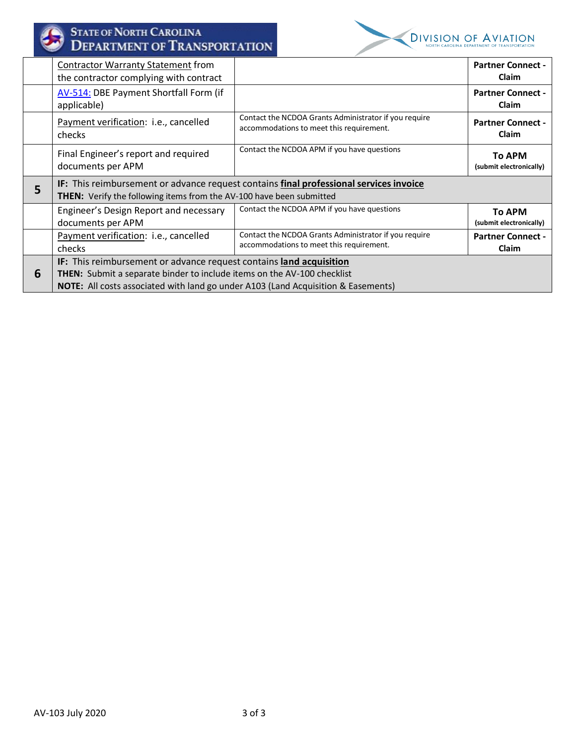| | | | |
|---|---|---|---|
| | Contractor Warranty Statement from the contractor complying with contract | | **Partner Connect - Claim** |
| | AV-514: DBE Payment Shortfall Form (if applicable) | | **Partner Connect - Claim** |
| | Payment verification: i.e., cancelled checks | Contact the NCDOA Grants Administrator if you require accommodations to meet this requirement. | **Partner Connect - Claim** |
| | Final Engineer's report and required documents per APM | Contact the NCDOA APM if you have questions | **To APM** **(submit electronically)** |
| **5** | **IF:** This reimbursement or advance request contains **final professional services invoice** **THEN:** Verify the following items from the AV-100 have been submitted | | |
| | Engineer's Design Report and necessary documents per APM | Contact the NCDOA APM if you have questions | **To APM** **(submit electronically)** |
| | Payment verification: i.e., cancelled checks | Contact the NCDOA Grants Administrator if you require accommodations to meet this requirement. | **Partner Connect - Claim** |
| **6** | **IF:** This reimbursement or advance request contains **land acquisition** **THEN:** Submit a separate binder to include items on the AV-100 checklist **NOTE:** All costs associated with land go under A103 (Land Acquisition & Easements) | | |

AV-103 July 2020